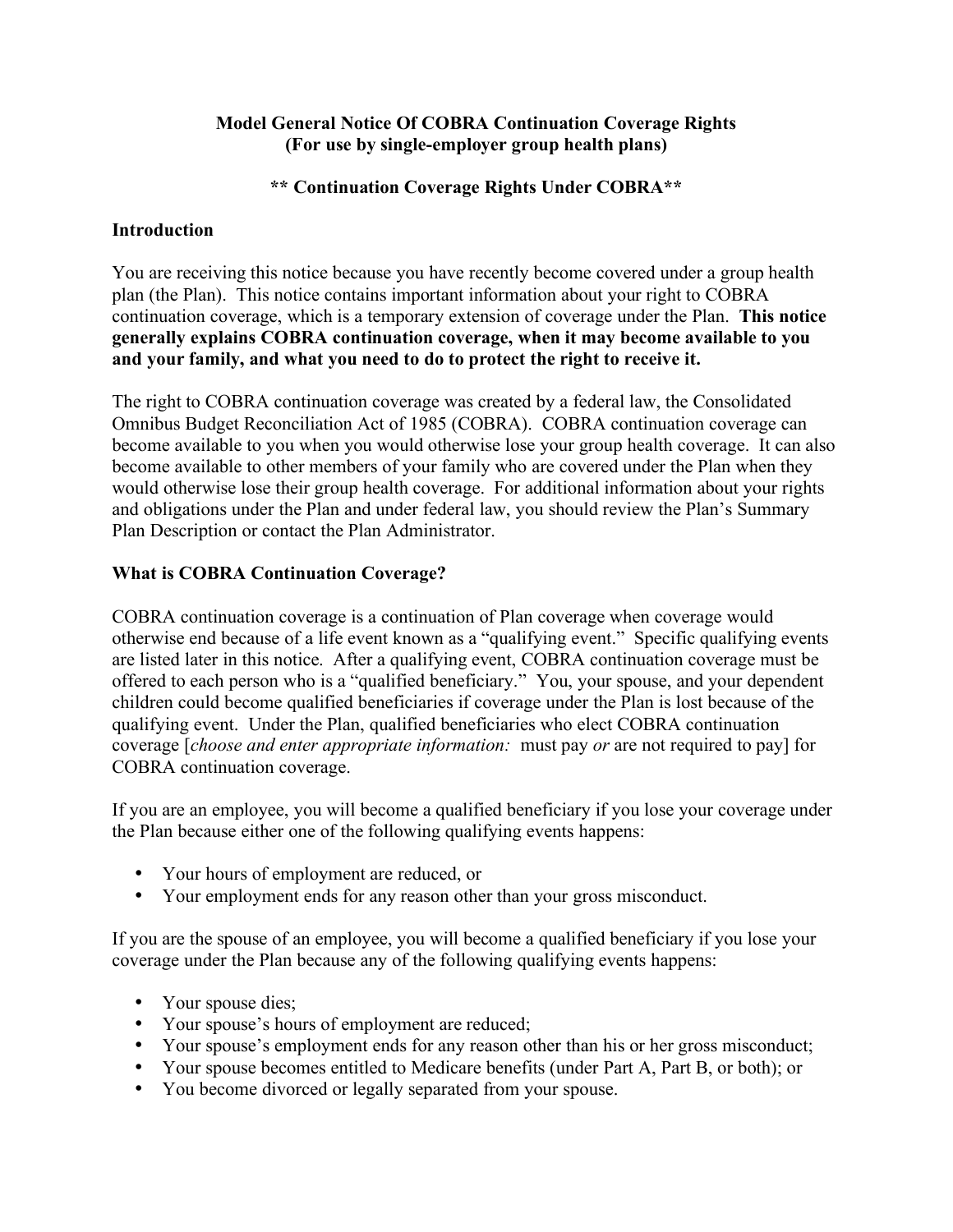# Model General Notice Of COBRA Continuation Coverage Rights
## (For use by single-employer group health plans)

## ** Continuation Coverage Rights Under COBRA**

### Introduction

You are receiving this notice because you have recently become covered under a group health plan (the Plan). This notice contains important information about your right to COBRA continuation coverage, which is a temporary extension of coverage under the Plan. **This notice generally explains COBRA continuation coverage, when it may become available to you and your family, and what you need to do to protect the right to receive it.**

The right to COBRA continuation coverage was created by a federal law, the Consolidated Omnibus Budget Reconciliation Act of 1985 (COBRA). COBRA continuation coverage can become available to you when you would otherwise lose your group health coverage. It can also become available to other members of your family who are covered under the Plan when they would otherwise lose their group health coverage. For additional information about your rights and obligations under the Plan and under federal law, you should review the Plan's Summary Plan Description or contact the Plan Administrator.

### What is COBRA Continuation Coverage?

COBRA continuation coverage is a continuation of Plan coverage when coverage would otherwise end because of a life event known as a "qualifying event." Specific qualifying events are listed later in this notice. After a qualifying event, COBRA continuation coverage must be offered to each person who is a "qualified beneficiary." You, your spouse, and your dependent children could become qualified beneficiaries if coverage under the Plan is lost because of the qualifying event. Under the Plan, qualified beneficiaries who elect COBRA continuation coverage [*choose and enter appropriate information:* must pay *or* are not required to pay] for COBRA continuation coverage.

If you are an employee, you will become a qualified beneficiary if you lose your coverage under the Plan because either one of the following qualifying events happens:

- Your hours of employment are reduced, or
- Your employment ends for any reason other than your gross misconduct.

If you are the spouse of an employee, you will become a qualified beneficiary if you lose your coverage under the Plan because any of the following qualifying events happens:

- Your spouse dies;
- Your spouse's hours of employment are reduced;
- Your spouse's employment ends for any reason other than his or her gross misconduct;
- Your spouse becomes entitled to Medicare benefits (under Part A, Part B, or both); or
- You become divorced or legally separated from your spouse.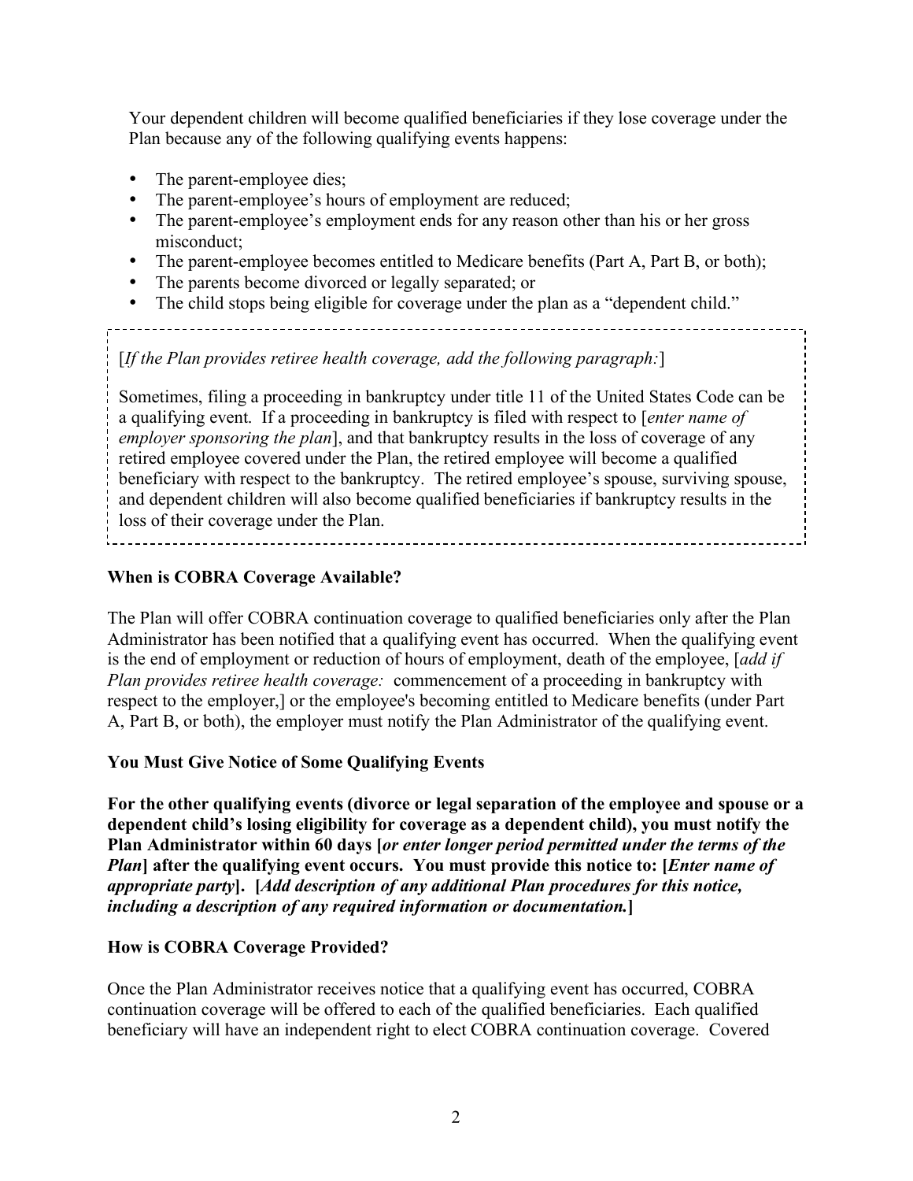Your dependent children will become qualified beneficiaries if they lose coverage under the Plan because any of the following qualifying events happens:

- The parent-employee dies;
- The parent-employee's hours of employment are reduced;
- The parent-employee's employment ends for any reason other than his or her gross misconduct;
- The parent-employee becomes entitled to Medicare benefits (Part A, Part B, or both);
- The parents become divorced or legally separated; or
- The child stops being eligible for coverage under the plan as a "dependent child."

[*If the Plan provides retiree health coverage, add the following paragraph:*]

Sometimes, filing a proceeding in bankruptcy under title 11 of the United States Code can be a qualifying event. If a proceeding in bankruptcy is filed with respect to [*enter name of employer sponsoring the plan*], and that bankruptcy results in the loss of coverage of any retired employee covered under the Plan, the retired employee will become a qualified beneficiary with respect to the bankruptcy. The retired employee's spouse, surviving spouse, and dependent children will also become qualified beneficiaries if bankruptcy results in the loss of their coverage under the Plan.

**When is COBRA Coverage Available?**

The Plan will offer COBRA continuation coverage to qualified beneficiaries only after the Plan Administrator has been notified that a qualifying event has occurred. When the qualifying event is the end of employment or reduction of hours of employment, death of the employee, [*add if Plan provides retiree health coverage:* commencement of a proceeding in bankruptcy with respect to the employer,] or the employee's becoming entitled to Medicare benefits (under Part A, Part B, or both), the employer must notify the Plan Administrator of the qualifying event.

**You Must Give Notice of Some Qualifying Events**

**For the other qualifying events (divorce or legal separation of the employee and spouse or a dependent child's losing eligibility for coverage as a dependent child), you must notify the Plan Administrator within 60 days [*or enter longer period permitted under the terms of the Plan*] after the qualifying event occurs. You must provide this notice to: [*Enter name of appropriate party*]. [*Add description of any additional Plan procedures for this notice, including a description of any required information or documentation.*]**

**How is COBRA Coverage Provided?**

Once the Plan Administrator receives notice that a qualifying event has occurred, COBRA continuation coverage will be offered to each of the qualified beneficiaries. Each qualified beneficiary will have an independent right to elect COBRA continuation coverage. Covered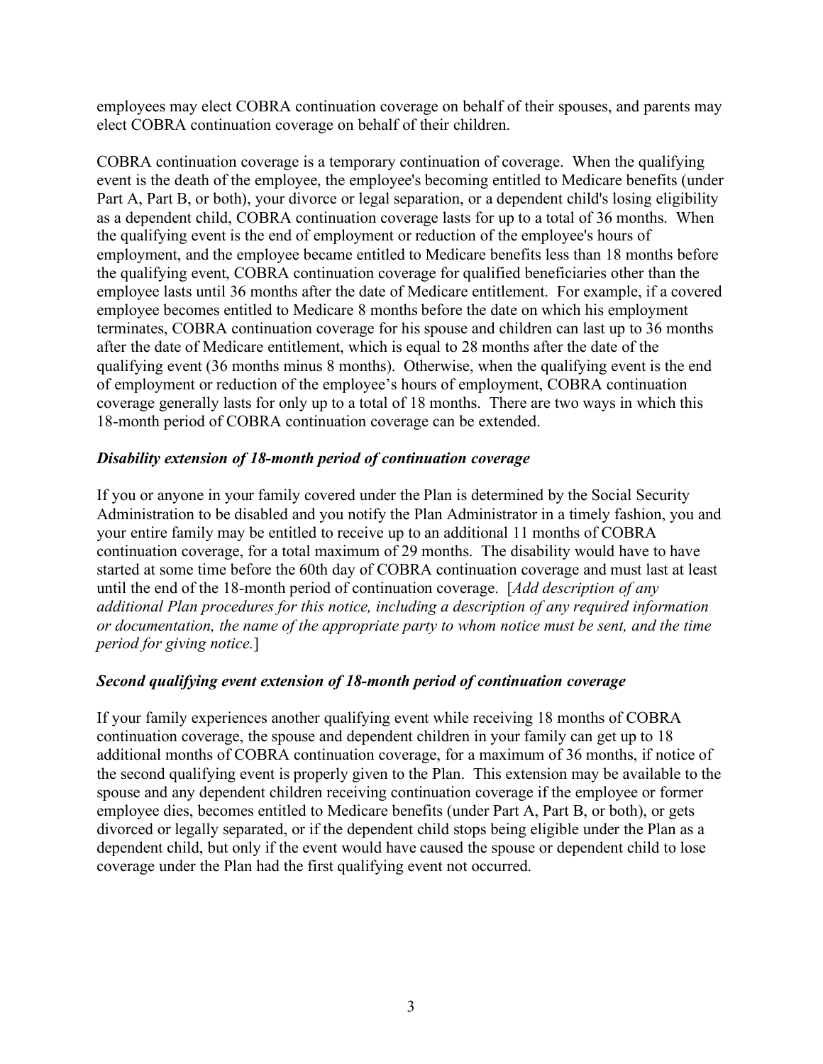employees may elect COBRA continuation coverage on behalf of their spouses, and parents may elect COBRA continuation coverage on behalf of their children.

COBRA continuation coverage is a temporary continuation of coverage. When the qualifying event is the death of the employee, the employee's becoming entitled to Medicare benefits (under Part A, Part B, or both), your divorce or legal separation, or a dependent child's losing eligibility as a dependent child, COBRA continuation coverage lasts for up to a total of 36 months. When the qualifying event is the end of employment or reduction of the employee's hours of employment, and the employee became entitled to Medicare benefits less than 18 months before the qualifying event, COBRA continuation coverage for qualified beneficiaries other than the employee lasts until 36 months after the date of Medicare entitlement. For example, if a covered employee becomes entitled to Medicare 8 months before the date on which his employment terminates, COBRA continuation coverage for his spouse and children can last up to 36 months after the date of Medicare entitlement, which is equal to 28 months after the date of the qualifying event (36 months minus 8 months). Otherwise, when the qualifying event is the end of employment or reduction of the employee's hours of employment, COBRA continuation coverage generally lasts for only up to a total of 18 months. There are two ways in which this 18-month period of COBRA continuation coverage can be extended.

***Disability extension of 18-month period of continuation coverage***

If you or anyone in your family covered under the Plan is determined by the Social Security Administration to be disabled and you notify the Plan Administrator in a timely fashion, you and your entire family may be entitled to receive up to an additional 11 months of COBRA continuation coverage, for a total maximum of 29 months. The disability would have to have started at some time before the 60th day of COBRA continuation coverage and must last at least until the end of the 18-month period of continuation coverage. [*Add description of any additional Plan procedures for this notice, including a description of any required information or documentation, the name of the appropriate party to whom notice must be sent, and the time period for giving notice.*]

***Second qualifying event extension of 18-month period of continuation coverage***

If your family experiences another qualifying event while receiving 18 months of COBRA continuation coverage, the spouse and dependent children in your family can get up to 18 additional months of COBRA continuation coverage, for a maximum of 36 months, if notice of the second qualifying event is properly given to the Plan. This extension may be available to the spouse and any dependent children receiving continuation coverage if the employee or former employee dies, becomes entitled to Medicare benefits (under Part A, Part B, or both), or gets divorced or legally separated, or if the dependent child stops being eligible under the Plan as a dependent child, but only if the event would have caused the spouse or dependent child to lose coverage under the Plan had the first qualifying event not occurred.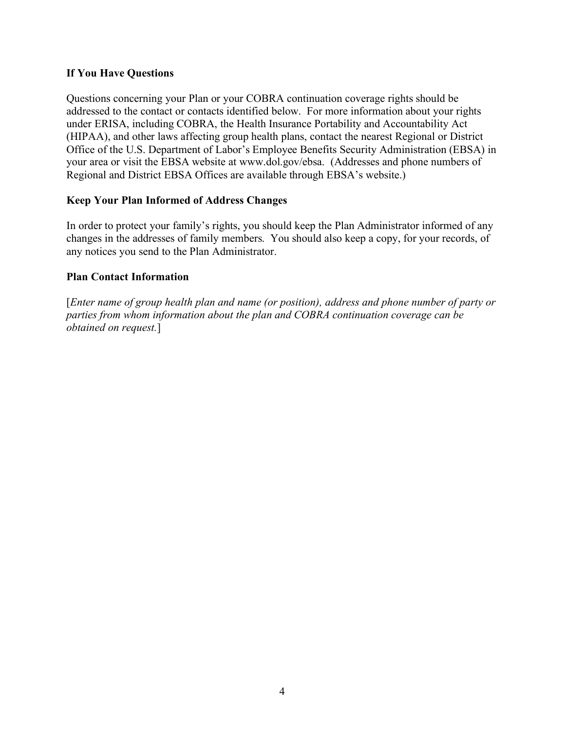### If You Have Questions

Questions concerning your Plan or your COBRA continuation coverage rights should be addressed to the contact or contacts identified below. For more information about your rights under ERISA, including COBRA, the Health Insurance Portability and Accountability Act (HIPAA), and other laws affecting group health plans, contact the nearest Regional or District Office of the U.S. Department of Labor's Employee Benefits Security Administration (EBSA) in your area or visit the EBSA website at www.dol.gov/ebsa. (Addresses and phone numbers of Regional and District EBSA Offices are available through EBSA's website.)

### Keep Your Plan Informed of Address Changes

In order to protect your family's rights, you should keep the Plan Administrator informed of any changes in the addresses of family members. You should also keep a copy, for your records, of any notices you send to the Plan Administrator.

### Plan Contact Information

[*Enter name of group health plan and name (or position), address and phone number of party or parties from whom information about the plan and COBRA continuation coverage can be obtained on request.*]